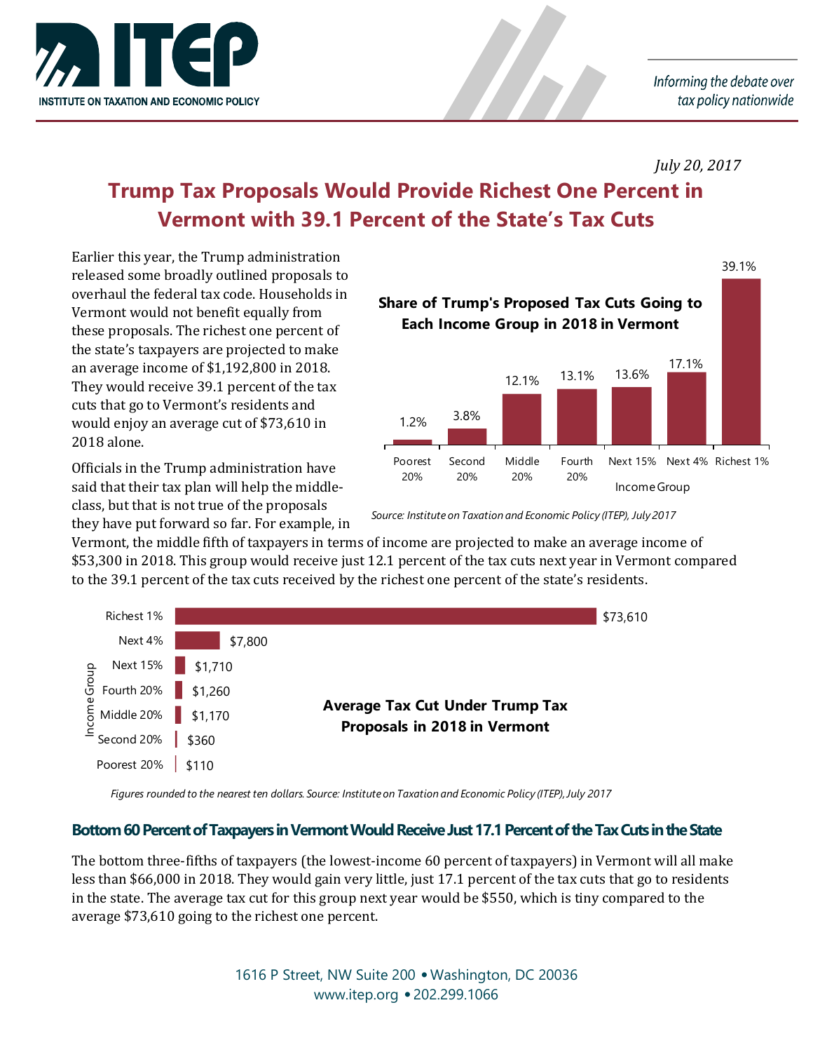ITEP

INSTITUTE ON TAXATION AND ECONOMIC POLICY

*Informing the debate over tax policy nationwide*

*July 20, 2017*

# Trump Tax Proposals Would Provide Richest One Percent in Vermont with 39.1 Percent of the State's Tax Cuts

Earlier this year, the Trump administration released some broadly outlined proposals to overhaul the federal tax code. Households in Vermont would not benefit equally from these proposals. The richest one percent of the state's taxpayers are projected to make an average income of $1,192,800 in 2018. They would receive 39.1 percent of the tax cuts that go to Vermont's residents and would enjoy an average cut of $73,610 in 2018 alone.

**Share of Trump's Proposed Tax Cuts Going to Each Income Group in 2018 in Vermont**

| Income Group | Share |
| --- | --- |
| Poorest 20% | 1.2% |
| Second 20% | 3.8% |
| Middle 20% | 12.1% |
| Fourth 20% | 13.1% |
| Next 15% | 13.6% |
| Next 4% | 17.1% |
| Richest 1% | 39.1% |

*Source: Institute on Taxation and Economic Policy (ITEP), July 2017*

Officials in the Trump administration have said that their tax plan will help the middle-class, but that is not true of the proposals they have put forward so far. For example, in Vermont, the middle fifth of taxpayers in terms of income are projected to make an average income of $53,300 in 2018. This group would receive just 12.1 percent of the tax cuts next year in Vermont compared to the 39.1 percent of the tax cuts received by the richest one percent of the state's residents.

**Average Tax Cut Under Trump Tax Proposals in 2018 in Vermont**

| Income Group | Average Tax Cut |
| --- | --- |
| Richest 1% | $73,610 |
| Next 4% | $7,800 |
| Next 15% | $1,710 |
| Fourth 20% | $1,260 |
| Middle 20% | $1,170 |
| Second 20% | $360 |
| Poorest 20% | $110 |

*Figures rounded to the nearest ten dollars. Source: Institute on Taxation and Economic Policy (ITEP), July 2017*

## Bottom 60 Percent of Taxpayers in Vermont Would Receive Just 17.1 Percent of the Tax Cuts in the State

The bottom three-fifths of taxpayers (the lowest-income 60 percent of taxpayers) in Vermont will all make less than $66,000 in 2018. They would gain very little, just 17.1 percent of the tax cuts that go to residents in the state. The average tax cut for this group next year would be $550, which is tiny compared to the average $73,610 going to the richest one percent.

1616 P Street, NW Suite 200 • Washington, DC 20036
www.itep.org • 202.299.1066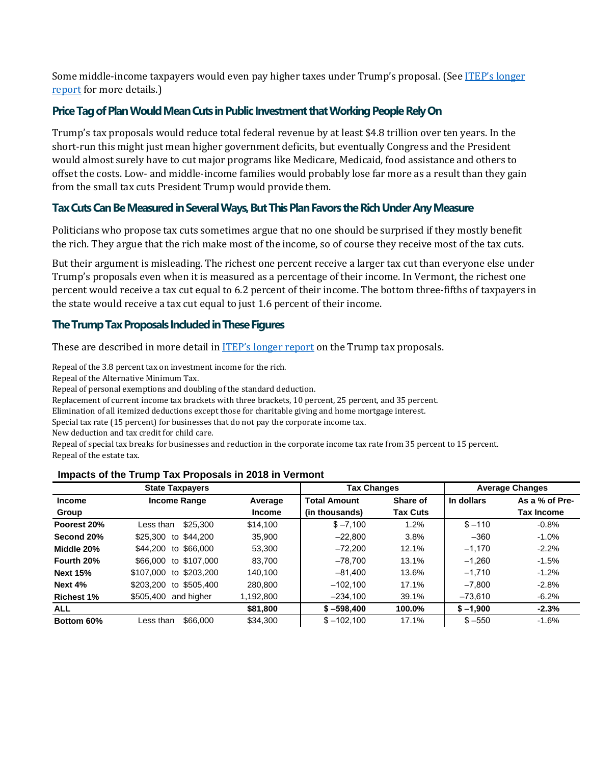Some middle-income taxpayers would even pay higher taxes under Trump's proposal. (See [ITEP's longer report](#) for more details.)

## Price Tag of Plan Would Mean Cuts in Public Investment that Working People Rely On

Trump's tax proposals would reduce total federal revenue by at least $4.8 trillion over ten years. In the short-run this might just mean higher government deficits, but eventually Congress and the President would almost surely have to cut major programs like Medicare, Medicaid, food assistance and others to offset the costs. Low- and middle-income families would probably lose far more as a result than they gain from the small tax cuts President Trump would provide them.

## Tax Cuts Can Be Measured in Several Ways, But This Plan Favors the Rich Under Any Measure

Politicians who propose tax cuts sometimes argue that no one should be surprised if they mostly benefit the rich. They argue that the rich make most of the income, so of course they receive most of the tax cuts.

But their argument is misleading. The richest one percent receive a larger tax cut than everyone else under Trump's proposals even when it is measured as a percentage of their income. In Vermont, the richest one percent would receive a tax cut equal to 6.2 percent of their income. The bottom three-fifths of taxpayers in the state would receive a tax cut equal to just 1.6 percent of their income.

## The Trump Tax Proposals Included in These Figures

These are described in more detail in [ITEP's longer report](#) on the Trump tax proposals.

Repeal of the 3.8 percent tax on investment income for the rich.
Repeal of the Alternative Minimum Tax.
Repeal of personal exemptions and doubling of the standard deduction.
Replacement of current income tax brackets with three brackets, 10 percent, 25 percent, and 35 percent.
Elimination of all itemized deductions except those for charitable giving and home mortgage interest.
Special tax rate (15 percent) for businesses that do not pay the corporate income tax.
New deduction and tax credit for child care.
Repeal of special tax breaks for businesses and reduction in the corporate income tax rate from 35 percent to 15 percent.
Repeal of the estate tax.

**Impacts of the Trump Tax Proposals in 2018 in Vermont**

| State Taxpayers | | | Tax Changes | | Average Changes | |
|---|---|---|---|---|---|---|
| Income Group | Income Range | Average Income | Total Amount (in thousands) | Share of Tax Cuts | In dollars | As a % of Pre-Tax Income |
| Poorest 20% | Less than $25,300 | $14,100 | $ –7,100 | 1.2% | $ –110 | -0.8% |
| Second 20% | $25,300 to $44,200 | 35,900 | –22,800 | 3.8% | –360 | -1.0% |
| Middle 20% | $44,200 to $66,000 | 53,300 | –72,200 | 12.1% | –1,170 | -2.2% |
| Fourth 20% | $66,000 to $107,000 | 83,700 | –78,700 | 13.1% | –1,260 | -1.5% |
| Next 15% | $107,000 to $203,200 | 140,100 | –81,400 | 13.6% | –1,710 | -1.2% |
| Next 4% | $203,200 to $505,400 | 280,800 | –102,100 | 17.1% | –7,800 | -2.8% |
| Richest 1% | $505,400 and higher | 1,192,800 | –234,100 | 39.1% | –73,610 | -6.2% |
| **ALL** | | **$81,800** | **$ –598,400** | **100.0%** | **$ –1,900** | **-2.3%** |
| **Bottom 60%** | Less than $66,000 | $34,300 | $ –102,100 | 17.1% | $ –550 | -1.6% |